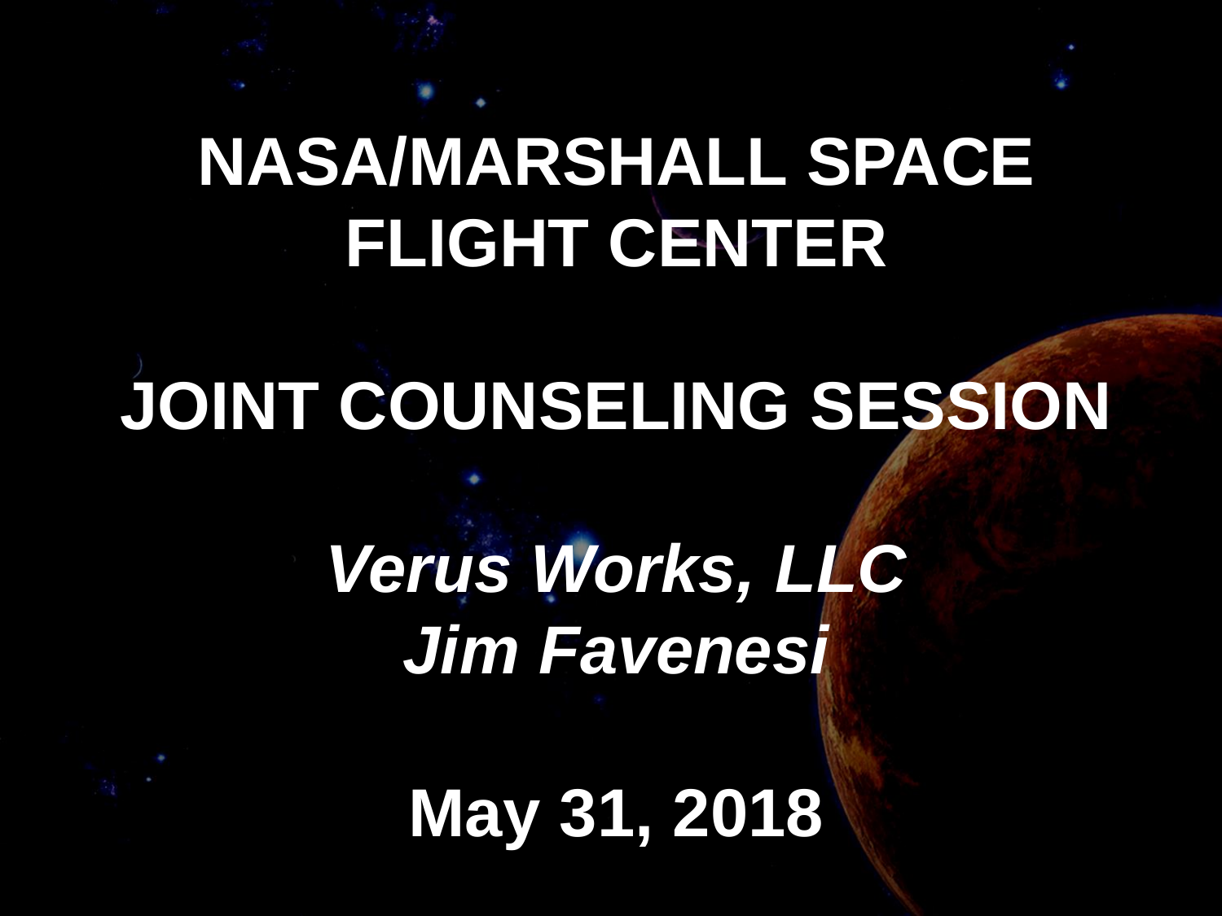# NASA/MARSHALL SPACE FLIGHT CENTER

# JOINT COUNSELING SESSION

***Verus Works, LLC***
***Jim Favenesi***

**May 31, 2018**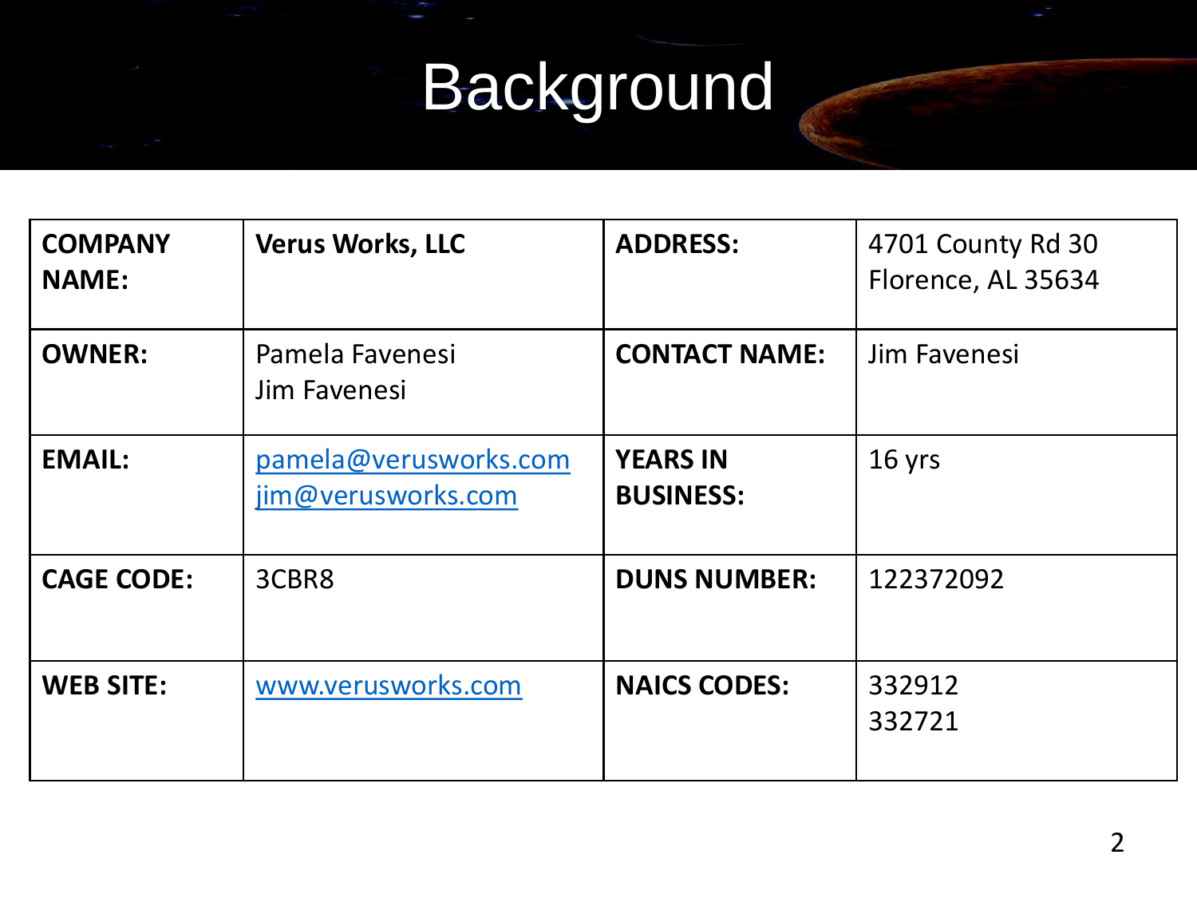# Background

| COMPANY NAME: | **Verus Works, LLC** | ADDRESS: | 4701 County Rd 30<br>Florence, AL 35634 |
|---|---|---|---|
| **OWNER:** | Pamela Favenesi<br>Jim Favenesi | **CONTACT NAME:** | Jim Favenesi |
| **EMAIL:** | pamela@verusworks.com<br>jim@verusworks.com | **YEARS IN BUSINESS:** | 16 yrs |
| **CAGE CODE:** | 3CBR8 | **DUNS NUMBER:** | 122372092 |
| **WEB SITE:** | www.verusworks.com | **NAICS CODES:** | 332912<br>332721 |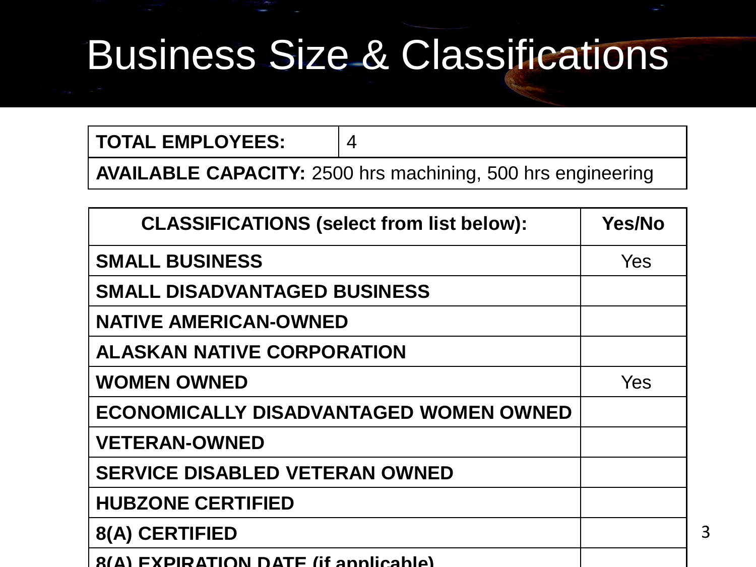# Business Size & Classifications

| **TOTAL EMPLOYEES:** | 4 |
|---|---|
| **AVAILABLE CAPACITY:** 2500 hrs machining, 500 hrs engineering | |

| **CLASSIFICATIONS (select from list below):** | **Yes/No** |
|---|---|
| **SMALL BUSINESS** | Yes |
| **SMALL DISADVANTAGED BUSINESS** | |
| **NATIVE AMERICAN-OWNED** | |
| **ALASKAN NATIVE CORPORATION** | |
| **WOMEN OWNED** | Yes |
| **ECONOMICALLY DISADVANTAGED WOMEN OWNED** | |
| **VETERAN-OWNED** | |
| **SERVICE DISABLED VETERAN OWNED** | |
| **HUBZONE CERTIFIED** | |
| **8(A) CERTIFIED** | |
| **8(A) EXPIRATION DATE (if applicable)** | |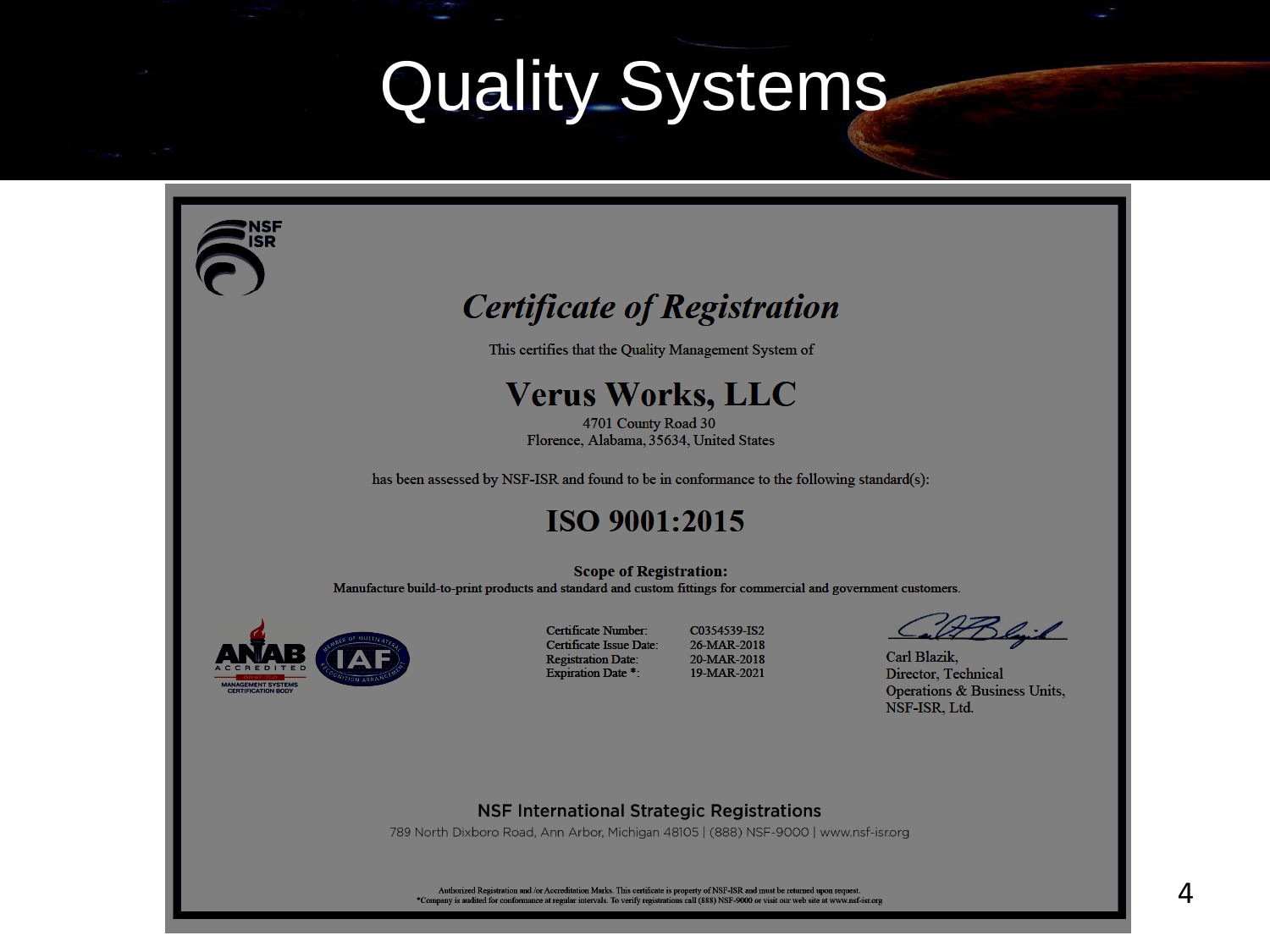# Quality Systems

NSF ISR

## *Certificate of Registration*

This certifies that the Quality Management System of

## Verus Works, LLC

4701 County Road 30
Florence, Alabama, 35634, United States

has been assessed by NSF-ISR and found to be in conformance to the following standard(s):

## ISO 9001:2015

**Scope of Registration:**
Manufacture build-to-print products and standard and custom fittings for commercial and government customers.

ANAB ACCREDITED MANAGEMENT SYSTEMS CERTIFICATION BODY

IAF MEMBER OF MULTILATERAL RECOGNITION ARRANGEMENT

| | |
|---|---|
| Certificate Number: | C0354539-IS2 |
| Certificate Issue Date: | 26-MAR-2018 |
| Registration Date: | 20-MAR-2018 |
| Expiration Date *: | 19-MAR-2021 |

Carl Blazik,
Director, Technical
Operations & Business Units,
NSF-ISR, Ltd.

**NSF International Strategic Registrations**

789 North Dixboro Road, Ann Arbor, Michigan 48105 | (888) NSF-9000 | www.nsf-isr.org

Authorized Registration and /or Accreditation Marks. This certificate is property of NSF-ISR and must be returned upon request.
*Company is audited for conformance at regular intervals. To verify registrations call (888) NSF-9000 or visit our web site at www.nsf-isr.org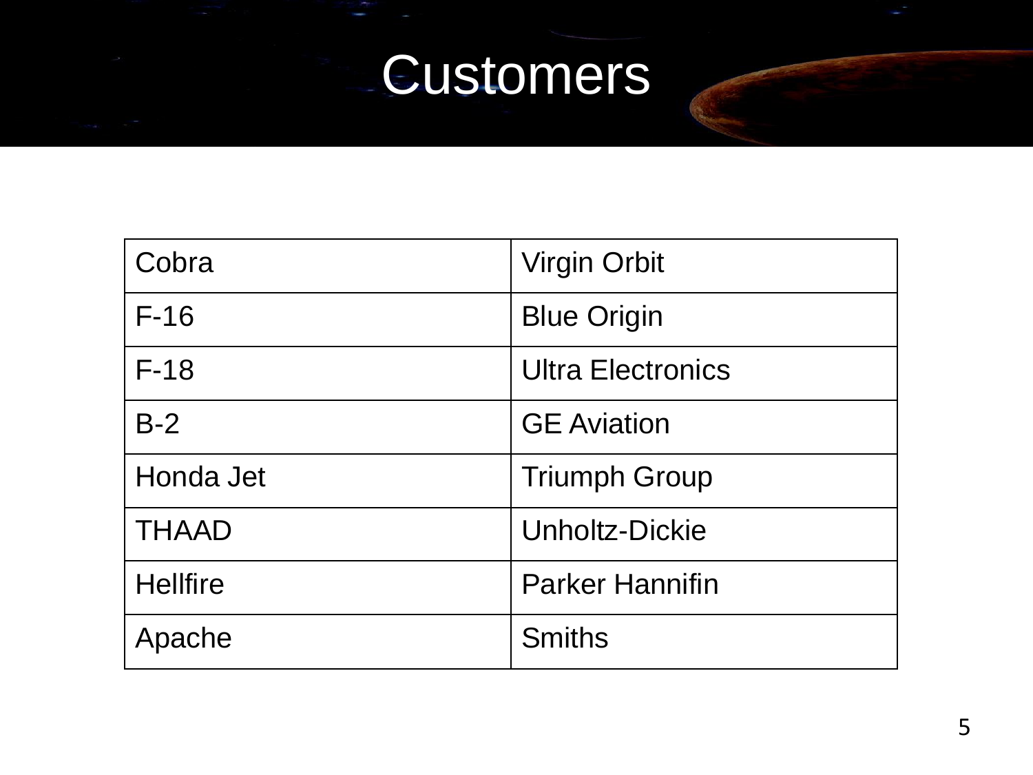# Customers

| Cobra | Virgin Orbit |
|---|---|
| F-16 | Blue Origin |
| F-18 | Ultra Electronics |
| B-2 | GE Aviation |
| Honda Jet | Triumph Group |
| THAAD | Unholtz-Dickie |
| Hellfire | Parker Hannifin |
| Apache | Smiths |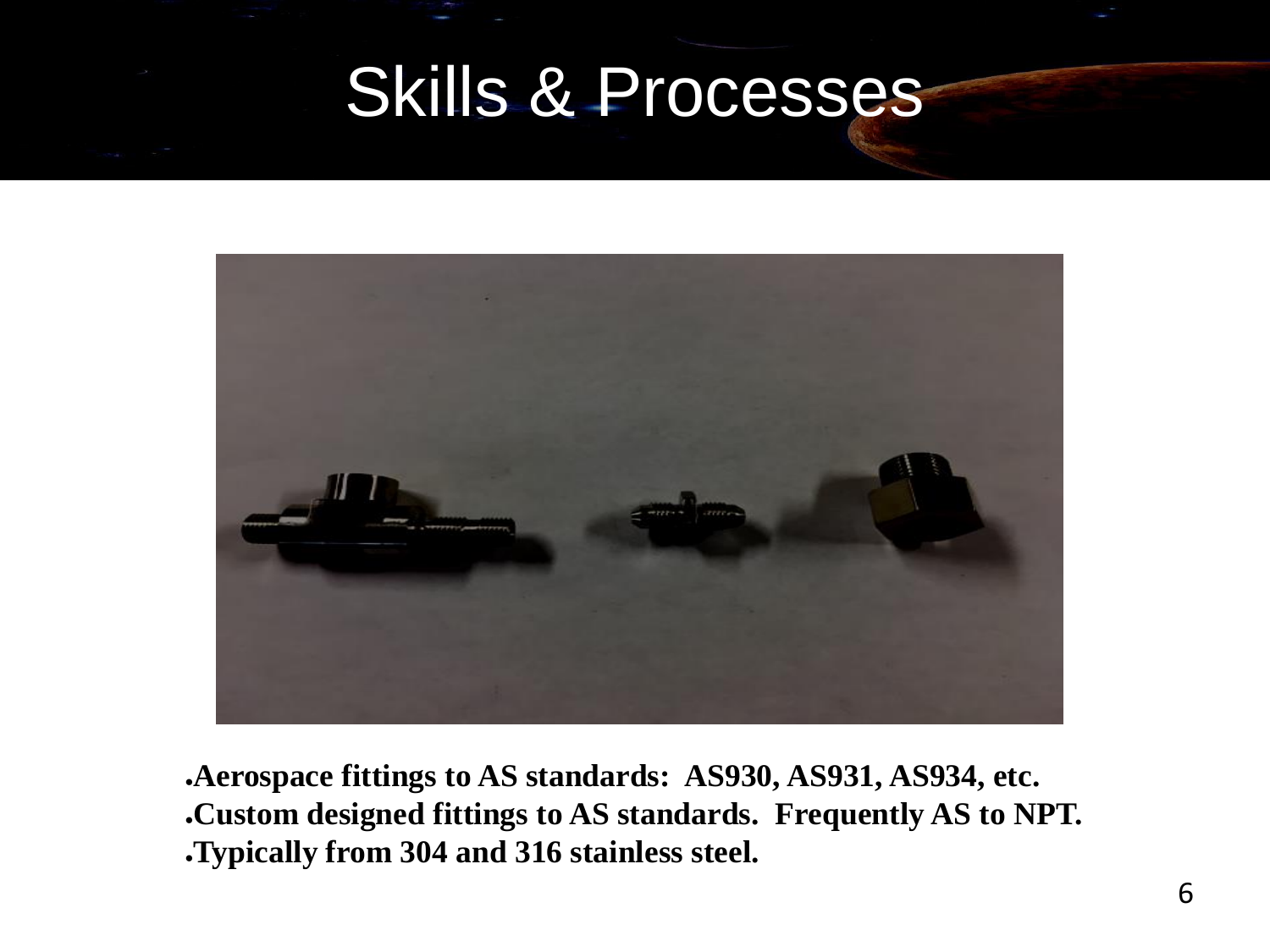# Skills & Processes

- **Aerospace fittings to AS standards: AS930, AS931, AS934, etc.**
- **Custom designed fittings to AS standards. Frequently AS to NPT.**
- **Typically from 304 and 316 stainless steel.**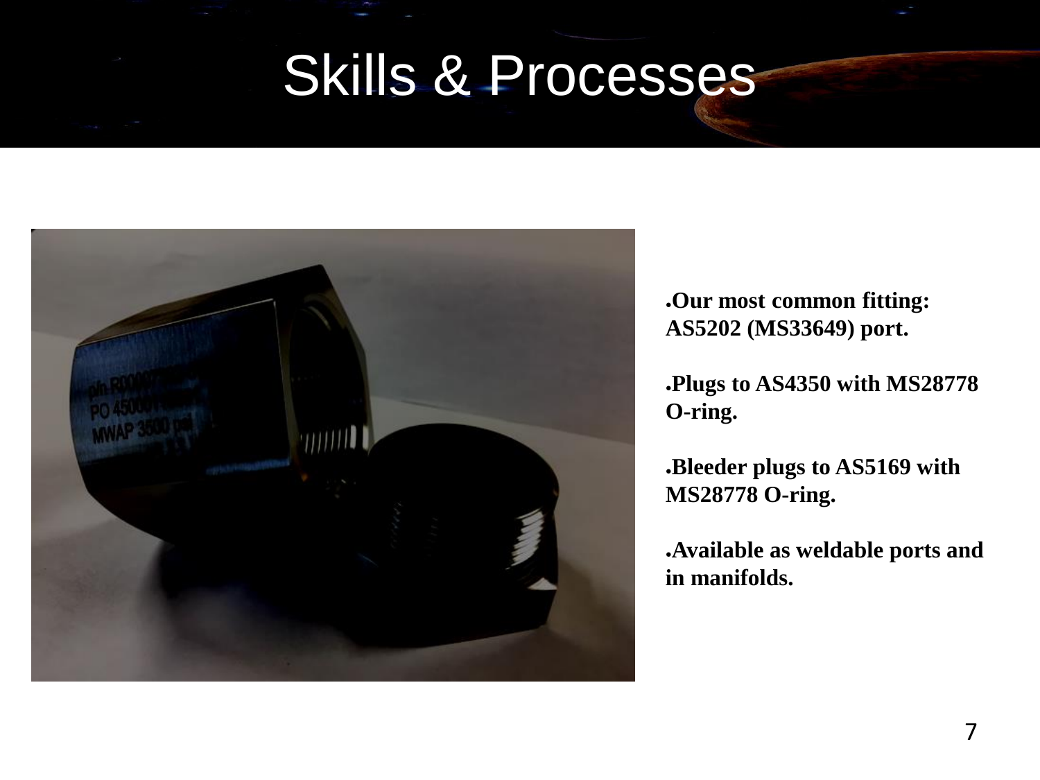# Skills & Processes

- **Our most common fitting: AS5202 (MS33649) port.**
- **Plugs to AS4350 with MS28778 O-ring.**
- **Bleeder plugs to AS5169 with MS28778 O-ring.**
- **Available as weldable ports and in manifolds.**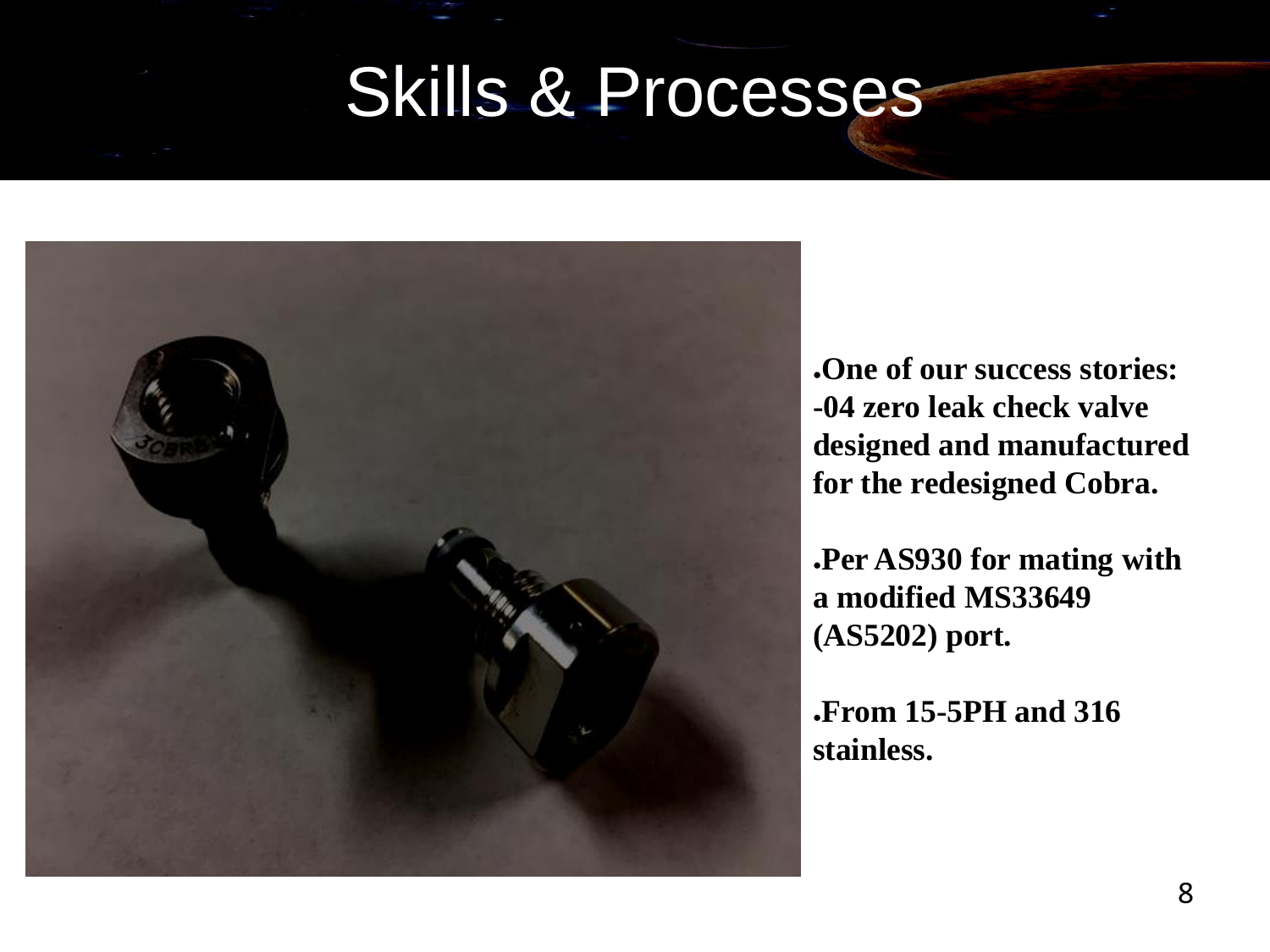# Skills & Processes

- **One of our success stories: -04 zero leak check valve designed and manufactured for the redesigned Cobra.**
- **Per AS930 for mating with a modified MS33649 (AS5202) port.**
- **From 15-5PH and 316 stainless.**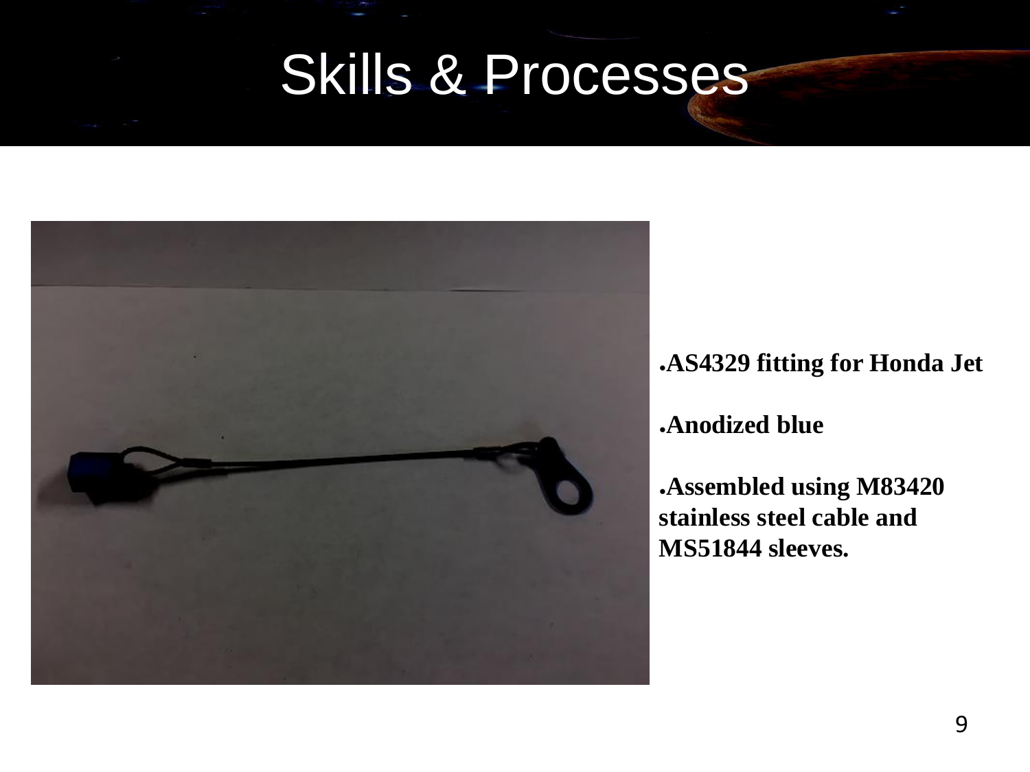# Skills & Processes

- **AS4329 fitting for Honda Jet**
- **Anodized blue**
- **Assembled using M83420 stainless steel cable and MS51844 sleeves.**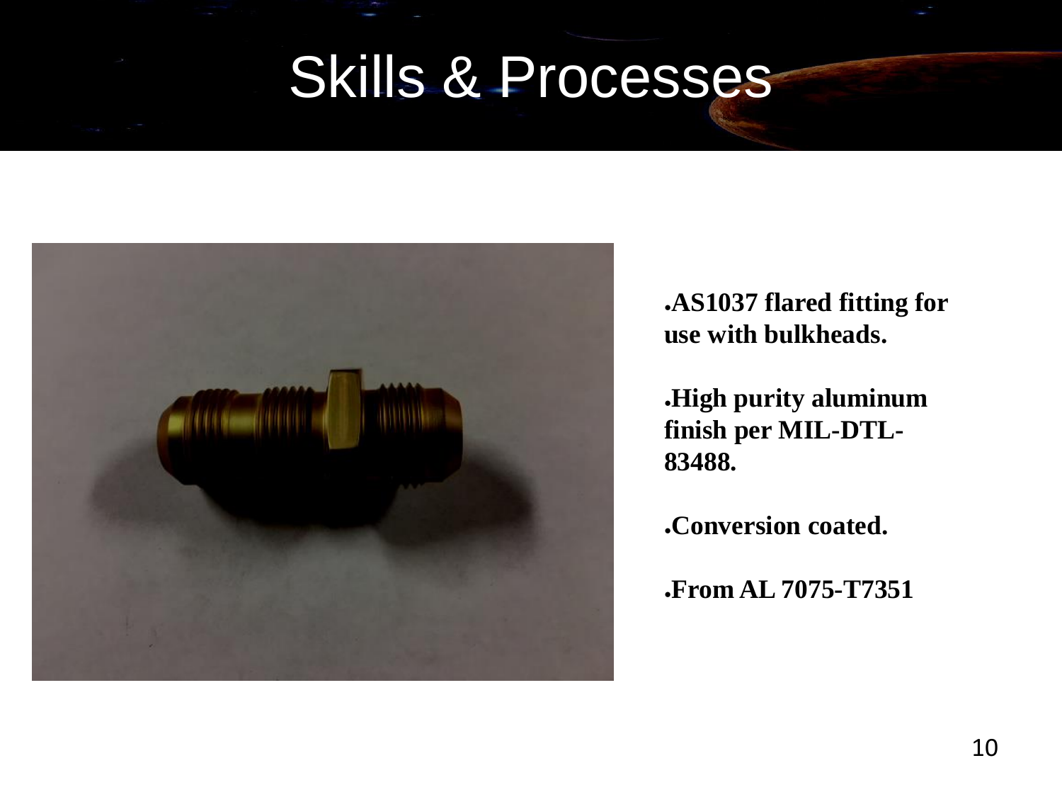# Skills & Processes

- **AS1037 flared fitting for use with bulkheads.**
- **High purity aluminum finish per MIL-DTL-83488.**
- **Conversion coated.**
- **From AL 7075-T7351**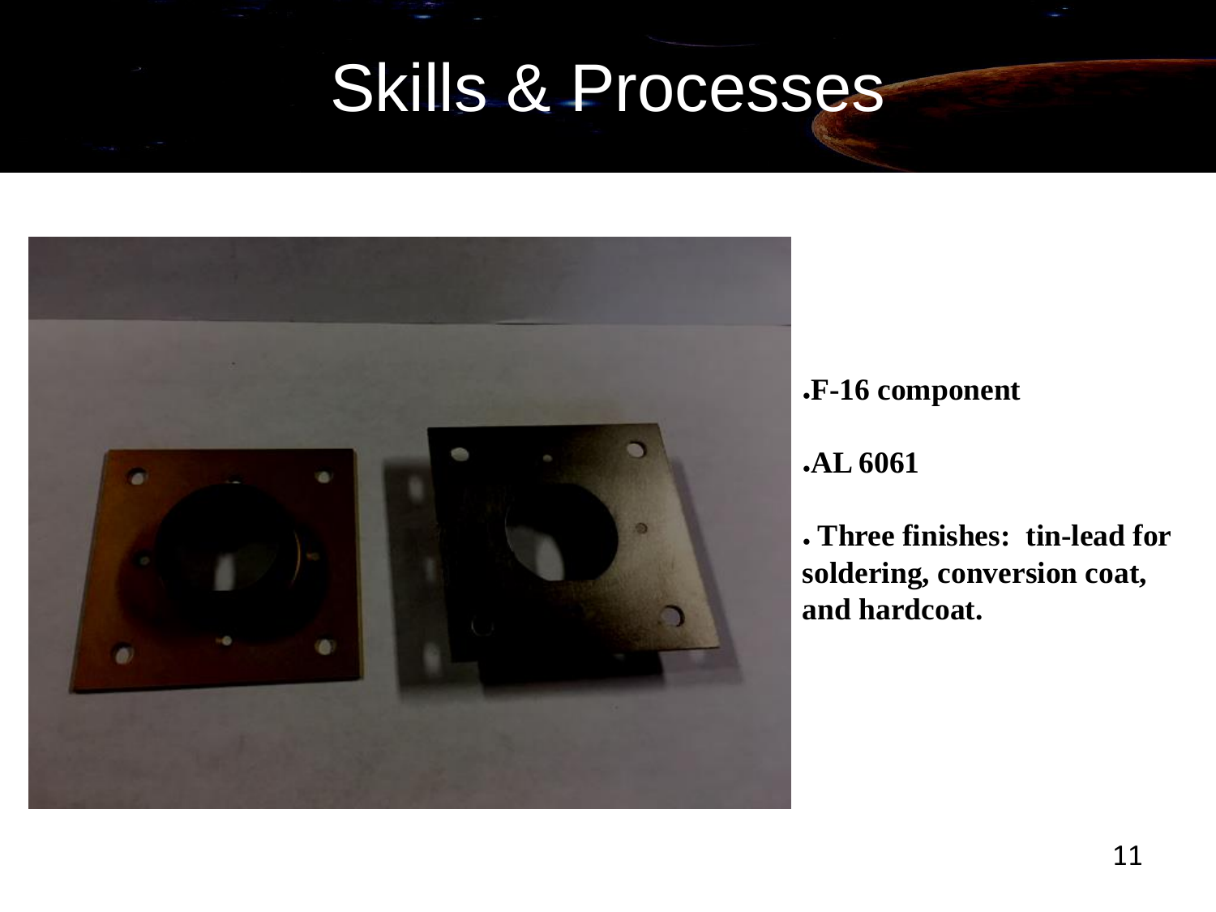# Skills & Processes

- **F-16 component**
- **AL 6061**
- **Three finishes: tin-lead for soldering, conversion coat, and hardcoat.**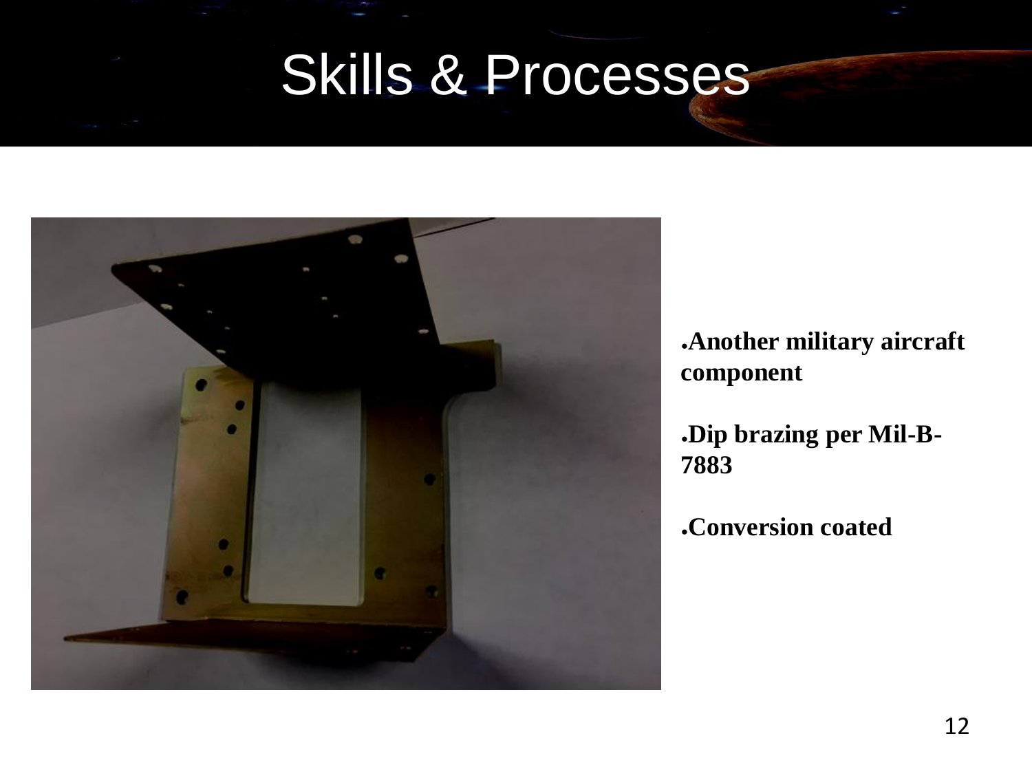# Skills & Processes

- **Another military aircraft component**
- **Dip brazing per Mil-B-7883**
- **Conversion coated**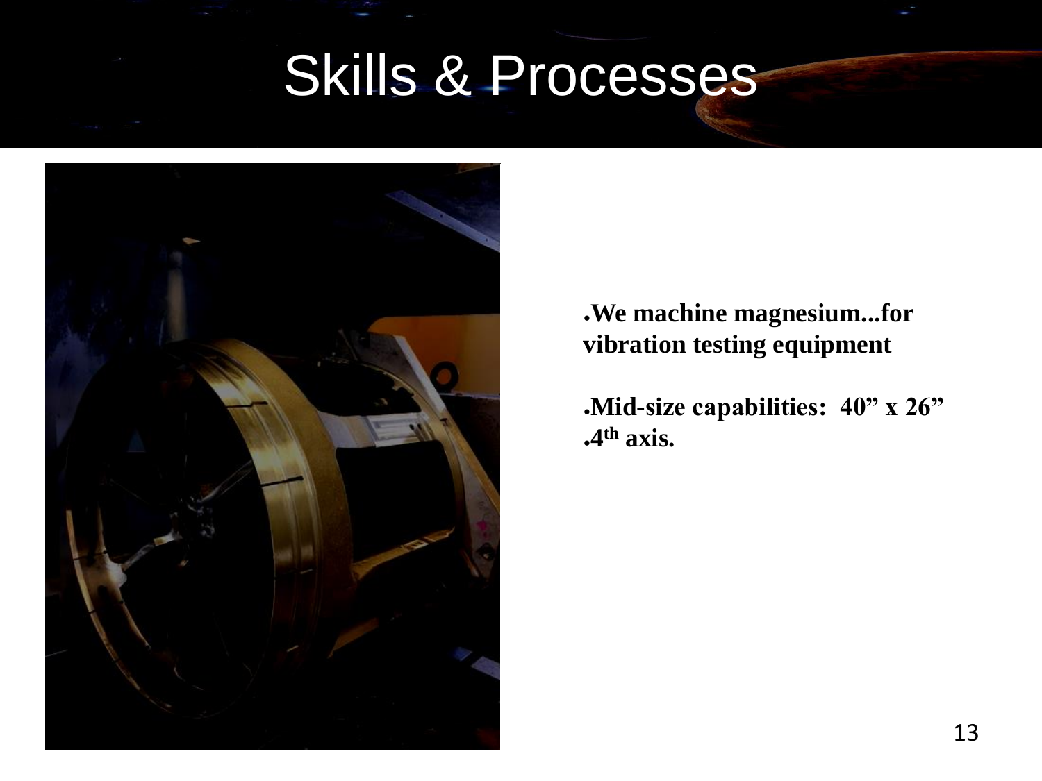# Skills & Processes

- **We machine magnesium...for vibration testing equipment**

- **Mid-size capabilities: 40" x 26"**
- **4th axis.**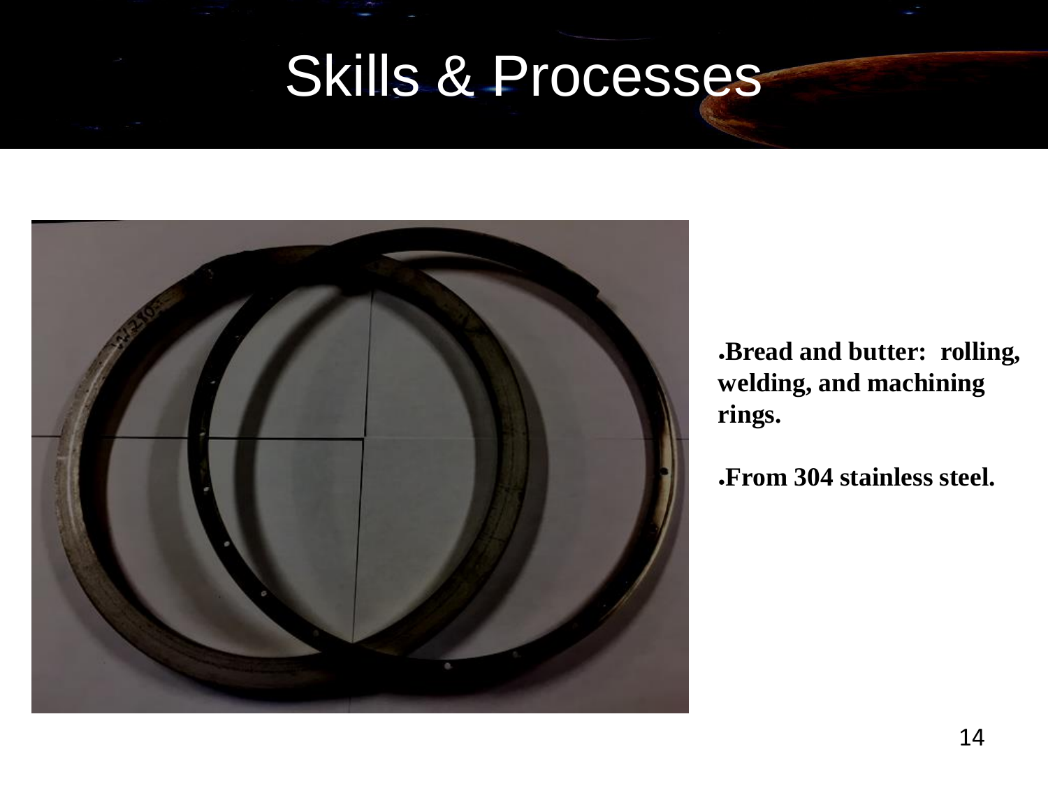# Skills & Processes

- **Bread and butter: rolling, welding, and machining rings.**
- **From 304 stainless steel.**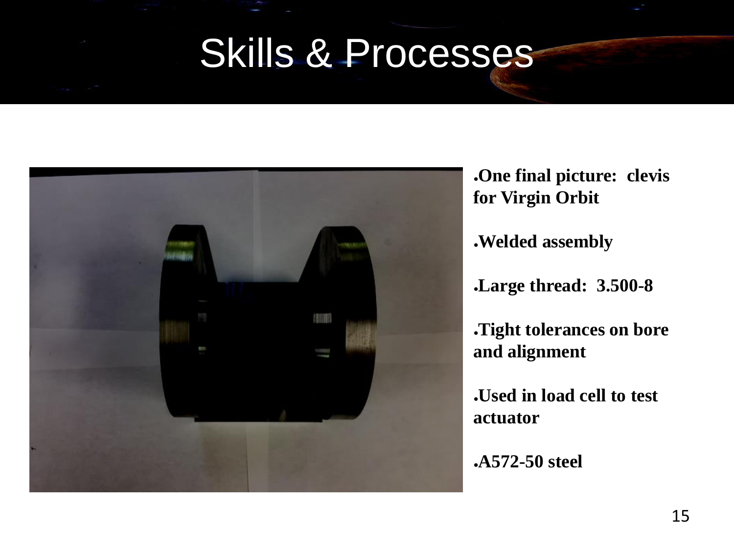# Skills & Processes

- **One final picture: clevis for Virgin Orbit**
- **Welded assembly**
- **Large thread: 3.500-8**
- **Tight tolerances on bore and alignment**
- **Used in load cell to test actuator**
- **A572-50 steel**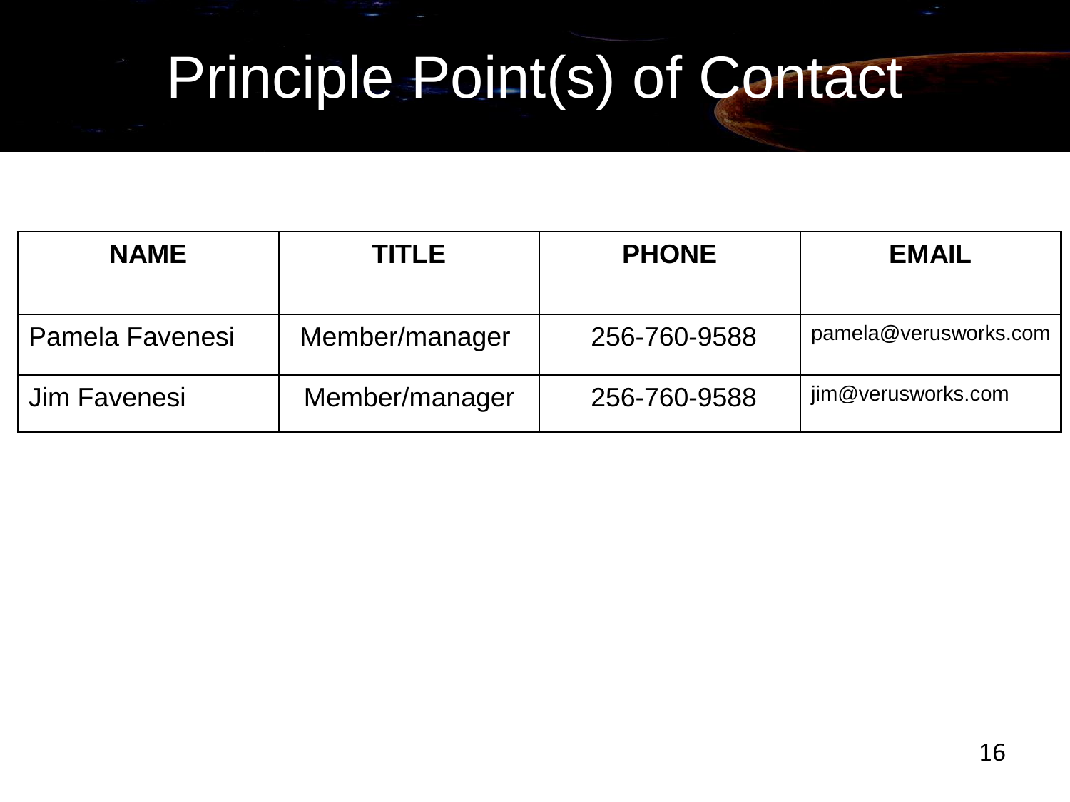# Principle Point(s) of Contact

| NAME | TITLE | PHONE | EMAIL |
|---|---|---|---|
| Pamela Favenesi | Member/manager | 256-760-9588 | pamela@verusworks.com |
| Jim Favenesi | Member/manager | 256-760-9588 | jim@verusworks.com |